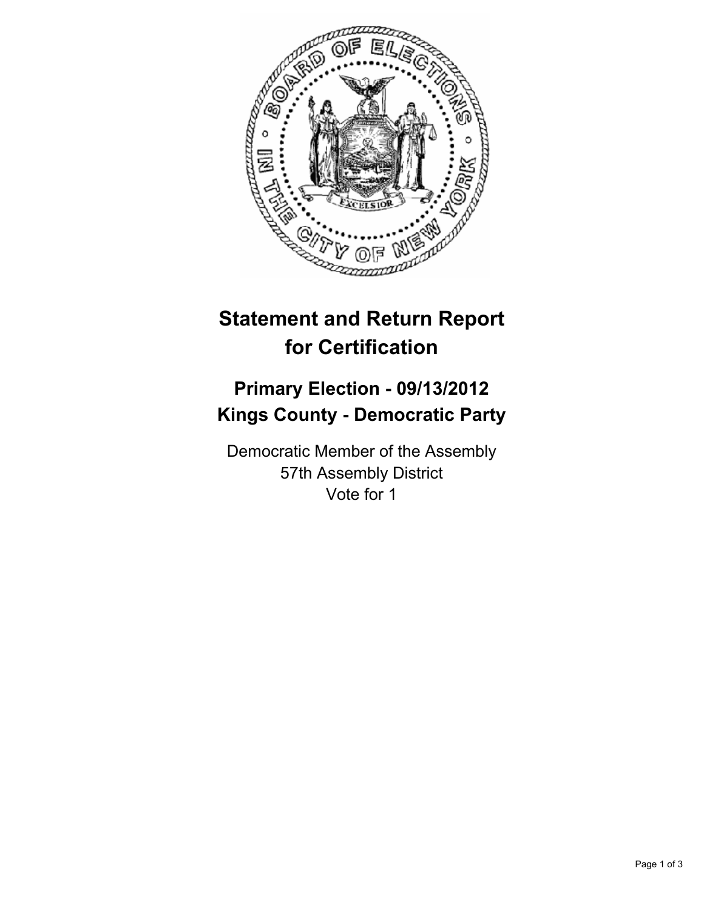# Statement and Return Report for Certification

## Primary Election - 09/13/2012
## Kings County - Democratic Party

Democratic Member of the Assembly
57th Assembly District
Vote for 1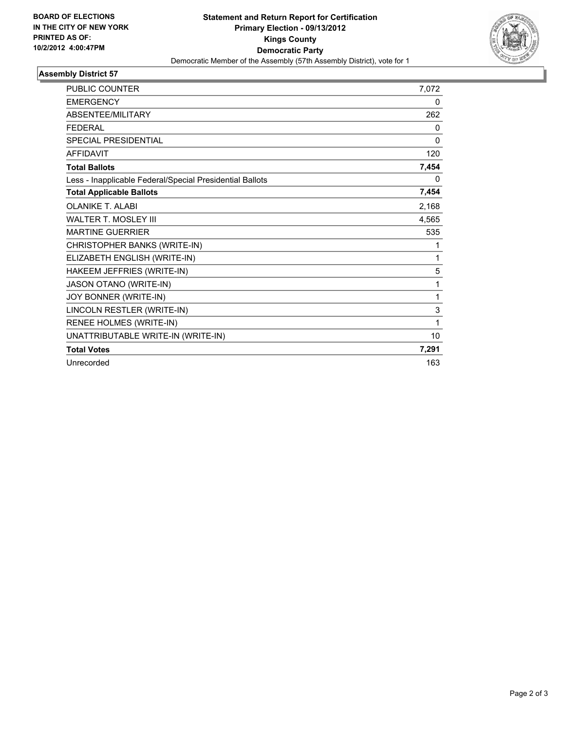**BOARD OF ELECTIONS IN THE CITY OF NEW YORK PRINTED AS OF: 10/2/2012 4:00:47PM**

# Statement and Return Report for Certification
## Primary Election - 09/13/2012
## Kings County
## Democratic Party

Democratic Member of the Assembly (57th Assembly District), vote for 1

### Assembly District 57

| | |
|---|---|
| PUBLIC COUNTER | 7,072 |
| EMERGENCY | 0 |
| ABSENTEE/MILITARY | 262 |
| FEDERAL | 0 |
| SPECIAL PRESIDENTIAL | 0 |
| AFFIDAVIT | 120 |
| **Total Ballots** | **7,454** |
| Less - Inapplicable Federal/Special Presidential Ballots | 0 |
| **Total Applicable Ballots** | **7,454** |
| OLANIKE T. ALABI | 2,168 |
| WALTER T. MOSLEY III | 4,565 |
| MARTINE GUERRIER | 535 |
| CHRISTOPHER BANKS (WRITE-IN) | 1 |
| ELIZABETH ENGLISH (WRITE-IN) | 1 |
| HAKEEM JEFFRIES (WRITE-IN) | 5 |
| JASON OTANO (WRITE-IN) | 1 |
| JOY BONNER (WRITE-IN) | 1 |
| LINCOLN RESTLER (WRITE-IN) | 3 |
| RENEE HOLMES (WRITE-IN) | 1 |
| UNATTRIBUTABLE WRITE-IN (WRITE-IN) | 10 |
| **Total Votes** | **7,291** |
| Unrecorded | 163 |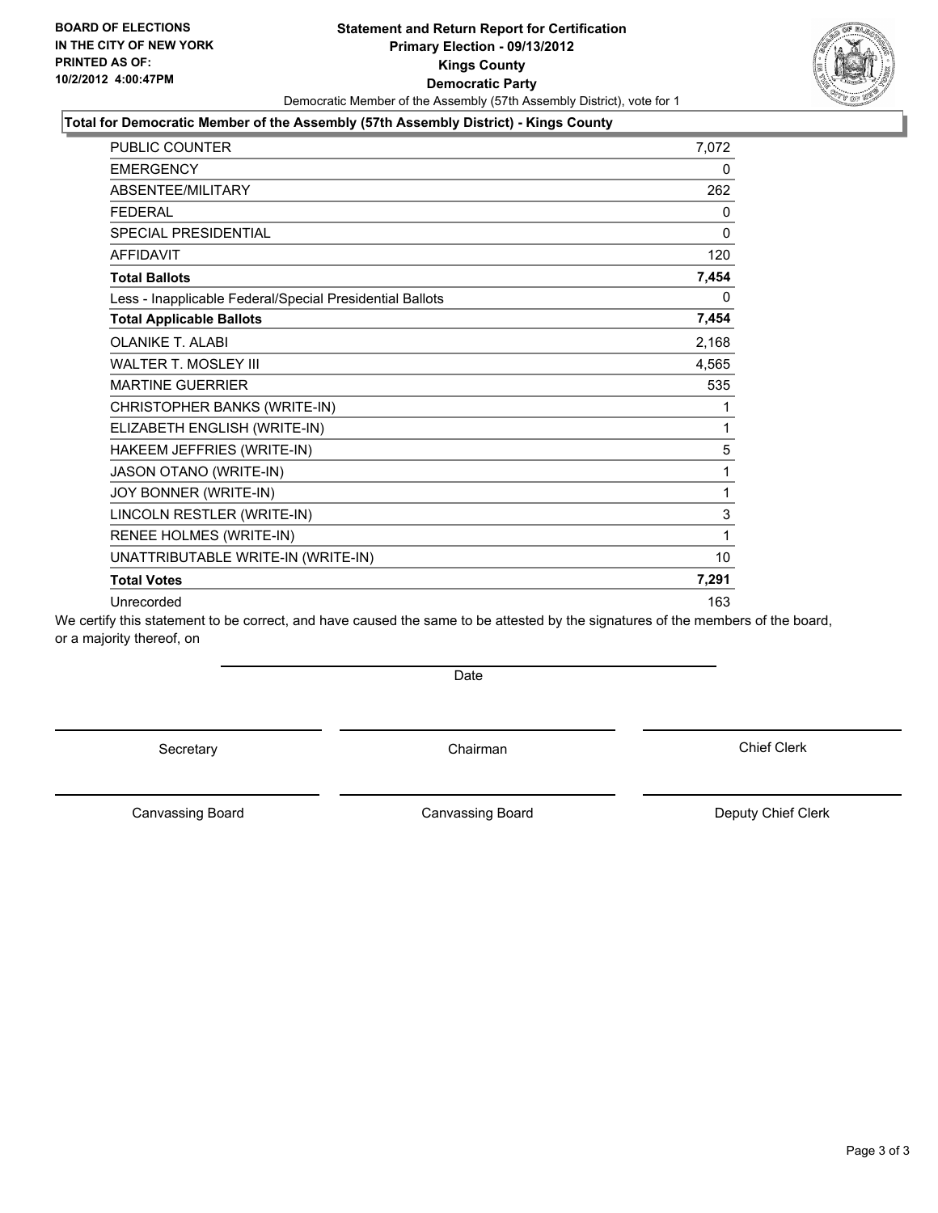**BOARD OF ELECTIONS IN THE CITY OF NEW YORK PRINTED AS OF: 10/2/2012 4:00:47PM**

# Statement and Return Report for Certification
## Primary Election - 09/13/2012
## Kings County
## Democratic Party

Democratic Member of the Assembly (57th Assembly District), vote for 1

### Total for Democratic Member of the Assembly (57th Assembly District) - Kings County

| | |
|---|---|
| PUBLIC COUNTER | 7,072 |
| EMERGENCY | 0 |
| ABSENTEE/MILITARY | 262 |
| FEDERAL | 0 |
| SPECIAL PRESIDENTIAL | 0 |
| AFFIDAVIT | 120 |
| **Total Ballots** | **7,454** |
| Less - Inapplicable Federal/Special Presidential Ballots | 0 |
| **Total Applicable Ballots** | **7,454** |
| OLANIKE T. ALABI | 2,168 |
| WALTER T. MOSLEY III | 4,565 |
| MARTINE GUERRIER | 535 |
| CHRISTOPHER BANKS (WRITE-IN) | 1 |
| ELIZABETH ENGLISH (WRITE-IN) | 1 |
| HAKEEM JEFFRIES (WRITE-IN) | 5 |
| JASON OTANO (WRITE-IN) | 1 |
| JOY BONNER (WRITE-IN) | 1 |
| LINCOLN RESTLER (WRITE-IN) | 3 |
| RENEE HOLMES (WRITE-IN) | 1 |
| UNATTRIBUTABLE WRITE-IN (WRITE-IN) | 10 |
| **Total Votes** | **7,291** |
| Unrecorded | 163 |

We certify this statement to be correct, and have caused the same to be attested by the signatures of the members of the board, or a majority thereof, on

Date

Secretary

Chairman

Chief Clerk

Canvassing Board

Canvassing Board

Deputy Chief Clerk